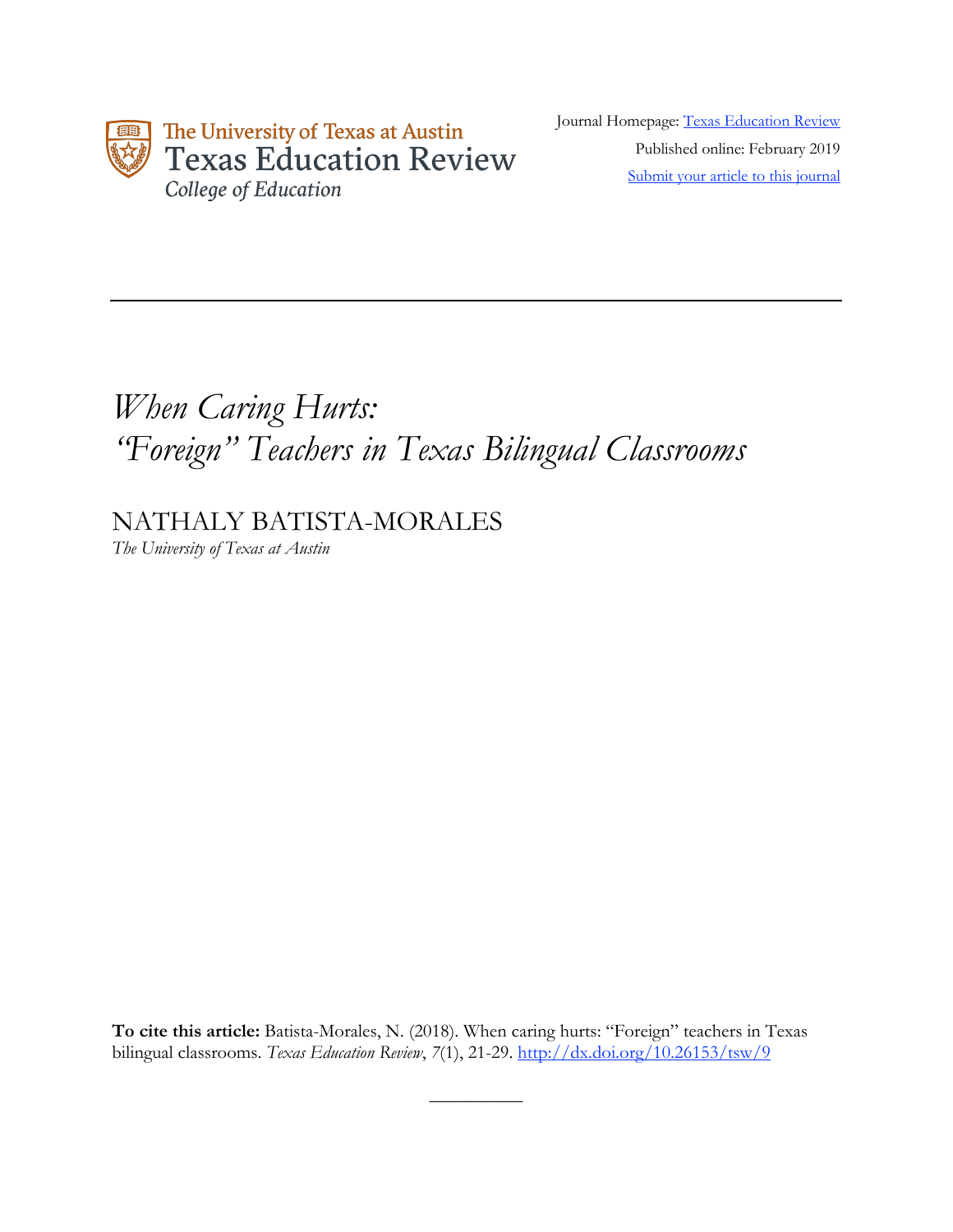The University of Texas at Austin
Texas Education Review
*College of Education*

Journal Homepage: [Texas Education Review](#)
Published online: February 2019
[Submit your article to this journal](#)

---

# *When Caring Hurts: "Foreign" Teachers in Texas Bilingual Classrooms*

NATHALY BATISTA-MORALES
*The University of Texas at Austin*

**To cite this article:** Batista-Morales, N. (2018). When caring hurts: "Foreign" teachers in Texas bilingual classrooms. *Texas Education Review*, *7*(1), 21-29. http://dx.doi.org/10.26153/tsw/9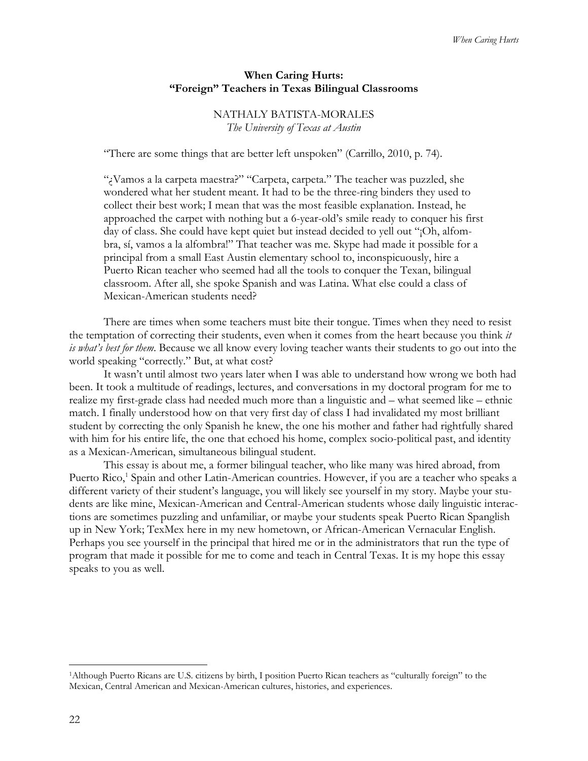**When Caring Hurts:**
**"Foreign" Teachers in Texas Bilingual Classrooms**

NATHALY BATISTA-MORALES
*The University of Texas at Austin*

> "There are some things that are better left unspoken" (Carrillo, 2010, p. 74).
>
> "¿Vamos a la carpeta maestra?" "Carpeta, carpeta." The teacher was puzzled, she wondered what her student meant. It had to be the three-ring binders they used to collect their best work; I mean that was the most feasible explanation. Instead, he approached the carpet with nothing but a 6-year-old's smile ready to conquer his first day of class. She could have kept quiet but instead decided to yell out "¡Oh, alfombra, sí, vamos a la alfombra!" That teacher was me. Skype had made it possible for a principal from a small East Austin elementary school to, inconspicuously, hire a Puerto Rican teacher who seemed had all the tools to conquer the Texan, bilingual classroom. After all, she spoke Spanish and was Latina. What else could a class of Mexican-American students need?

There are times when some teachers must bite their tongue. Times when they need to resist the temptation of correcting their students, even when it comes from the heart because you think *it is what's best for them*. Because we all know every loving teacher wants their students to go out into the world speaking "correctly." But, at what cost?

It wasn't until almost two years later when I was able to understand how wrong we both had been. It took a multitude of readings, lectures, and conversations in my doctoral program for me to realize my first-grade class had needed much more than a linguistic and – what seemed like – ethnic match. I finally understood how on that very first day of class I had invalidated my most brilliant student by correcting the only Spanish he knew, the one his mother and father had rightfully shared with him for his entire life, the one that echoed his home, complex socio-political past, and identity as a Mexican-American, simultaneous bilingual student.

This essay is about me, a former bilingual teacher, who like many was hired abroad, from Puerto Rico,[1] Spain and other Latin-American countries. However, if you are a teacher who speaks a different variety of their student's language, you will likely see yourself in my story. Maybe your students are like mine, Mexican-American and Central-American students whose daily linguistic interactions are sometimes puzzling and unfamiliar, or maybe your students speak Puerto Rican Spanglish up in New York; TexMex here in my new hometown, or African-American Vernacular English. Perhaps you see yourself in the principal that hired me or in the administrators that run the type of program that made it possible for me to come and teach in Central Texas. It is my hope this essay speaks to you as well.

---

[1]Although Puerto Ricans are U.S. citizens by birth, I position Puerto Rican teachers as "culturally foreign" to the Mexican, Central American and Mexican-American cultures, histories, and experiences.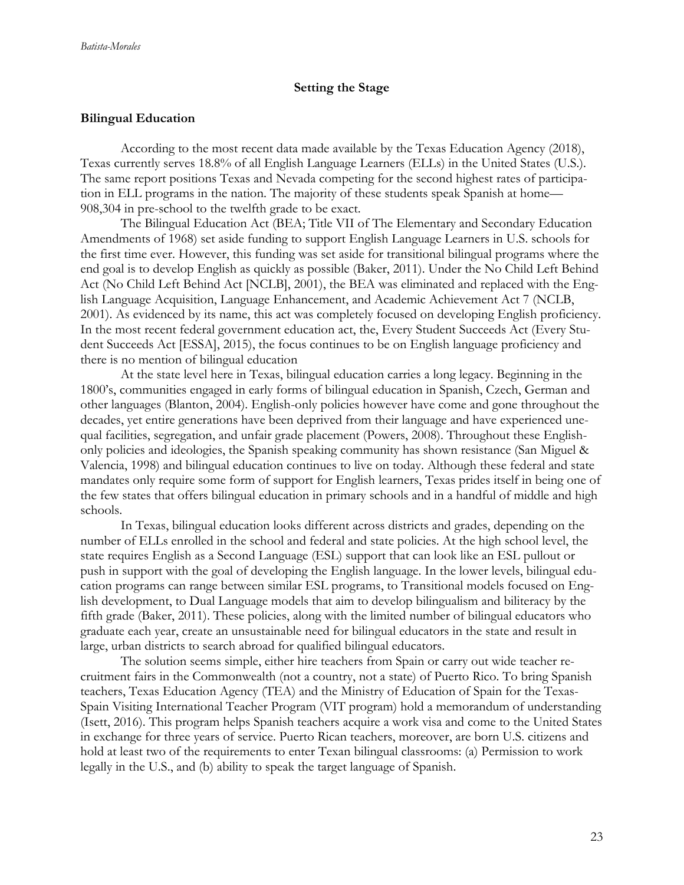## Setting the Stage

### Bilingual Education

According to the most recent data made available by the Texas Education Agency (2018), Texas currently serves 18.8% of all English Language Learners (ELLs) in the United States (U.S.). The same report positions Texas and Nevada competing for the second highest rates of participation in ELL programs in the nation. The majority of these students speak Spanish at home—908,304 in pre-school to the twelfth grade to be exact.

The Bilingual Education Act (BEA; Title VII of The Elementary and Secondary Education Amendments of 1968) set aside funding to support English Language Learners in U.S. schools for the first time ever. However, this funding was set aside for transitional bilingual programs where the end goal is to develop English as quickly as possible (Baker, 2011). Under the No Child Left Behind Act (No Child Left Behind Act [NCLB], 2001), the BEA was eliminated and replaced with the English Language Acquisition, Language Enhancement, and Academic Achievement Act 7 (NCLB, 2001). As evidenced by its name, this act was completely focused on developing English proficiency. In the most recent federal government education act, the, Every Student Succeeds Act (Every Student Succeeds Act [ESSA], 2015), the focus continues to be on English language proficiency and there is no mention of bilingual education

At the state level here in Texas, bilingual education carries a long legacy. Beginning in the 1800's, communities engaged in early forms of bilingual education in Spanish, Czech, German and other languages (Blanton, 2004). English-only policies however have come and gone throughout the decades, yet entire generations have been deprived from their language and have experienced unequal facilities, segregation, and unfair grade placement (Powers, 2008). Throughout these English-only policies and ideologies, the Spanish speaking community has shown resistance (San Miguel & Valencia, 1998) and bilingual education continues to live on today. Although these federal and state mandates only require some form of support for English learners, Texas prides itself in being one of the few states that offers bilingual education in primary schools and in a handful of middle and high schools.

In Texas, bilingual education looks different across districts and grades, depending on the number of ELLs enrolled in the school and federal and state policies. At the high school level, the state requires English as a Second Language (ESL) support that can look like an ESL pullout or push in support with the goal of developing the English language. In the lower levels, bilingual education programs can range between similar ESL programs, to Transitional models focused on English development, to Dual Language models that aim to develop bilingualism and biliteracy by the fifth grade (Baker, 2011). These policies, along with the limited number of bilingual educators who graduate each year, create an unsustainable need for bilingual educators in the state and result in large, urban districts to search abroad for qualified bilingual educators.

The solution seems simple, either hire teachers from Spain or carry out wide teacher recruitment fairs in the Commonwealth (not a country, not a state) of Puerto Rico. To bring Spanish teachers, Texas Education Agency (TEA) and the Ministry of Education of Spain for the Texas-Spain Visiting International Teacher Program (VIT program) hold a memorandum of understanding (Isett, 2016). This program helps Spanish teachers acquire a work visa and come to the United States in exchange for three years of service. Puerto Rican teachers, moreover, are born U.S. citizens and hold at least two of the requirements to enter Texan bilingual classrooms: (a) Permission to work legally in the U.S., and (b) ability to speak the target language of Spanish.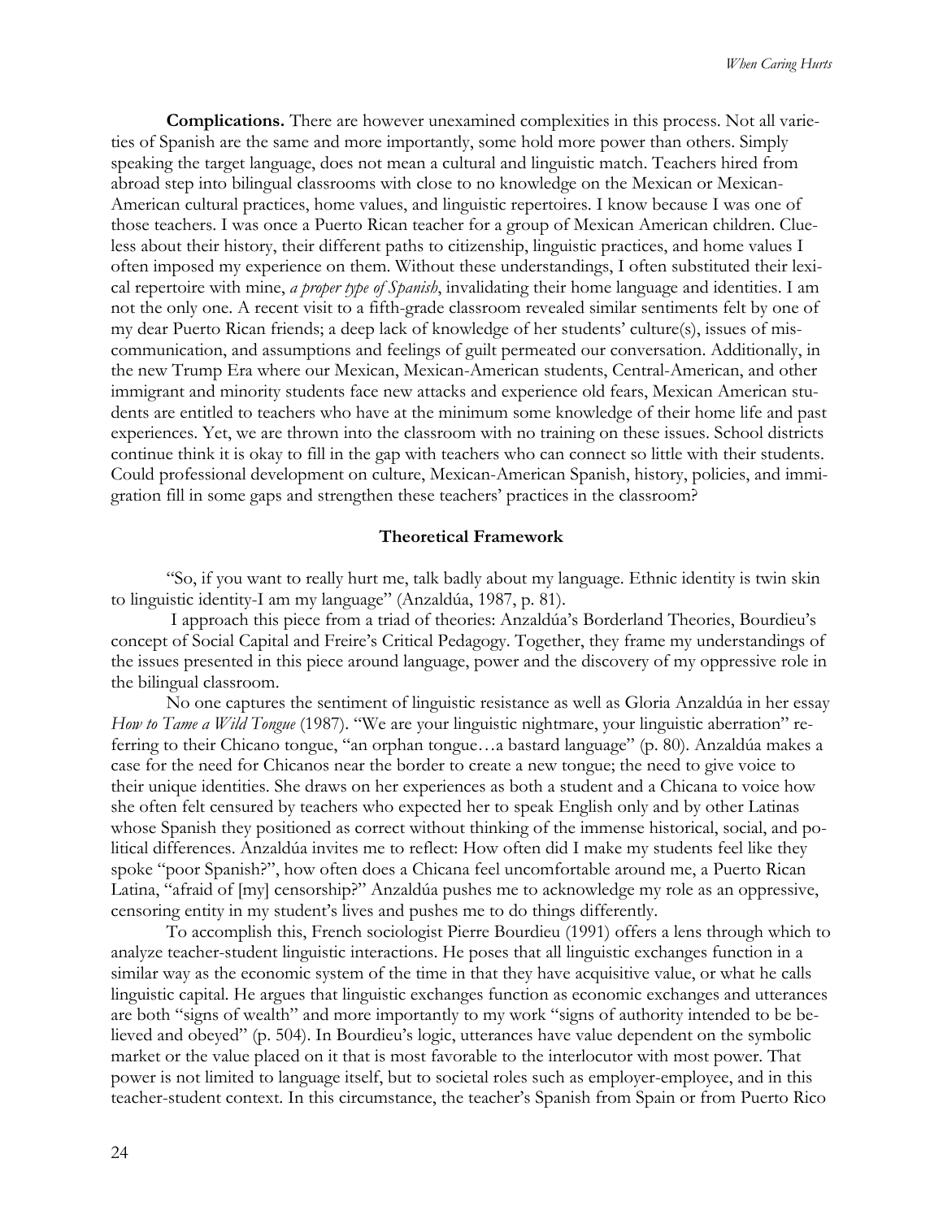**Complications.** There are however unexamined complexities in this process. Not all varieties of Spanish are the same and more importantly, some hold more power than others. Simply speaking the target language, does not mean a cultural and linguistic match. Teachers hired from abroad step into bilingual classrooms with close to no knowledge on the Mexican or Mexican-American cultural practices, home values, and linguistic repertoires. I know because I was one of those teachers. I was once a Puerto Rican teacher for a group of Mexican American children. Clueless about their history, their different paths to citizenship, linguistic practices, and home values I often imposed my experience on them. Without these understandings, I often substituted their lexical repertoire with mine, *a proper type of Spanish*, invalidating their home language and identities. I am not the only one. A recent visit to a fifth-grade classroom revealed similar sentiments felt by one of my dear Puerto Rican friends; a deep lack of knowledge of her students' culture(s), issues of miscommunication, and assumptions and feelings of guilt permeated our conversation. Additionally, in the new Trump Era where our Mexican, Mexican-American students, Central-American, and other immigrant and minority students face new attacks and experience old fears, Mexican American students are entitled to teachers who have at the minimum some knowledge of their home life and past experiences. Yet, we are thrown into the classroom with no training on these issues. School districts continue think it is okay to fill in the gap with teachers who can connect so little with their students. Could professional development on culture, Mexican-American Spanish, history, policies, and immigration fill in some gaps and strengthen these teachers' practices in the classroom?

## Theoretical Framework

"So, if you want to really hurt me, talk badly about my language. Ethnic identity is twin skin to linguistic identity-I am my language" (Anzaldúa, 1987, p. 81).

I approach this piece from a triad of theories: Anzaldúa's Borderland Theories, Bourdieu's concept of Social Capital and Freire's Critical Pedagogy. Together, they frame my understandings of the issues presented in this piece around language, power and the discovery of my oppressive role in the bilingual classroom.

No one captures the sentiment of linguistic resistance as well as Gloria Anzaldúa in her essay *How to Tame a Wild Tongue* (1987). "We are your linguistic nightmare, your linguistic aberration" referring to their Chicano tongue, "an orphan tongue…a bastard language" (p. 80). Anzaldúa makes a case for the need for Chicanos near the border to create a new tongue; the need to give voice to their unique identities. She draws on her experiences as both a student and a Chicana to voice how she often felt censured by teachers who expected her to speak English only and by other Latinas whose Spanish they positioned as correct without thinking of the immense historical, social, and political differences. Anzaldúa invites me to reflect: How often did I make my students feel like they spoke "poor Spanish?", how often does a Chicana feel uncomfortable around me, a Puerto Rican Latina, "afraid of [my] censorship?" Anzaldúa pushes me to acknowledge my role as an oppressive, censoring entity in my student's lives and pushes me to do things differently.

To accomplish this, French sociologist Pierre Bourdieu (1991) offers a lens through which to analyze teacher-student linguistic interactions. He poses that all linguistic exchanges function in a similar way as the economic system of the time in that they have acquisitive value, or what he calls linguistic capital. He argues that linguistic exchanges function as economic exchanges and utterances are both "signs of wealth" and more importantly to my work "signs of authority intended to be believed and obeyed" (p. 504). In Bourdieu's logic, utterances have value dependent on the symbolic market or the value placed on it that is most favorable to the interlocutor with most power. That power is not limited to language itself, but to societal roles such as employer-employee, and in this teacher-student context. In this circumstance, the teacher's Spanish from Spain or from Puerto Rico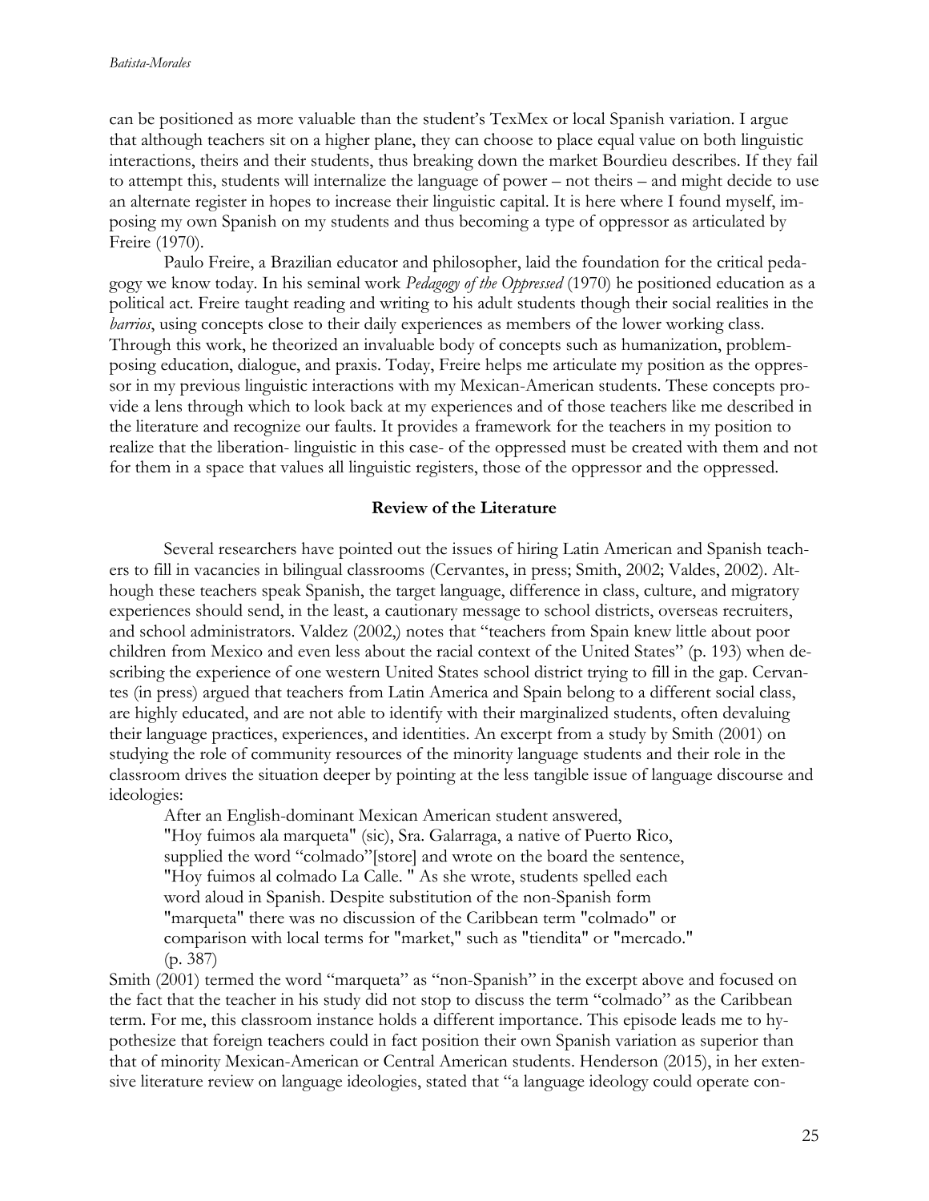can be positioned as more valuable than the student's TexMex or local Spanish variation. I argue that although teachers sit on a higher plane, they can choose to place equal value on both linguistic interactions, theirs and their students, thus breaking down the market Bourdieu describes. If they fail to attempt this, students will internalize the language of power – not theirs – and might decide to use an alternate register in hopes to increase their linguistic capital. It is here where I found myself, imposing my own Spanish on my students and thus becoming a type of oppressor as articulated by Freire (1970).

Paulo Freire, a Brazilian educator and philosopher, laid the foundation for the critical pedagogy we know today. In his seminal work *Pedagogy of the Oppressed* (1970) he positioned education as a political act. Freire taught reading and writing to his adult students though their social realities in the *barrios*, using concepts close to their daily experiences as members of the lower working class. Through this work, he theorized an invaluable body of concepts such as humanization, problem-posing education, dialogue, and praxis. Today, Freire helps me articulate my position as the oppressor in my previous linguistic interactions with my Mexican-American students. These concepts provide a lens through which to look back at my experiences and of those teachers like me described in the literature and recognize our faults. It provides a framework for the teachers in my position to realize that the liberation- linguistic in this case- of the oppressed must be created with them and not for them in a space that values all linguistic registers, those of the oppressor and the oppressed.

## Review of the Literature

Several researchers have pointed out the issues of hiring Latin American and Spanish teachers to fill in vacancies in bilingual classrooms (Cervantes, in press; Smith, 2002; Valdes, 2002). Although these teachers speak Spanish, the target language, difference in class, culture, and migratory experiences should send, in the least, a cautionary message to school districts, overseas recruiters, and school administrators. Valdez (2002,) notes that "teachers from Spain knew little about poor children from Mexico and even less about the racial context of the United States" (p. 193) when describing the experience of one western United States school district trying to fill in the gap. Cervantes (in press) argued that teachers from Latin America and Spain belong to a different social class, are highly educated, and are not able to identify with their marginalized students, often devaluing their language practices, experiences, and identities. An excerpt from a study by Smith (2001) on studying the role of community resources of the minority language students and their role in the classroom drives the situation deeper by pointing at the less tangible issue of language discourse and ideologies:

> After an English-dominant Mexican American student answered, "Hoy fuimos ala marqueta" (sic), Sra. Galarraga, a native of Puerto Rico, supplied the word "colmado"[store] and wrote on the board the sentence, "Hoy fuimos al colmado La Calle. " As she wrote, students spelled each word aloud in Spanish. Despite substitution of the non-Spanish form "marqueta" there was no discussion of the Caribbean term "colmado" or comparison with local terms for "market," such as "tiendita" or "mercado." (p. 387)

Smith (2001) termed the word "marqueta" as "non-Spanish" in the excerpt above and focused on the fact that the teacher in his study did not stop to discuss the term "colmado" as the Caribbean term. For me, this classroom instance holds a different importance. This episode leads me to hypothesize that foreign teachers could in fact position their own Spanish variation as superior than that of minority Mexican-American or Central American students. Henderson (2015), in her extensive literature review on language ideologies, stated that "a language ideology could operate con-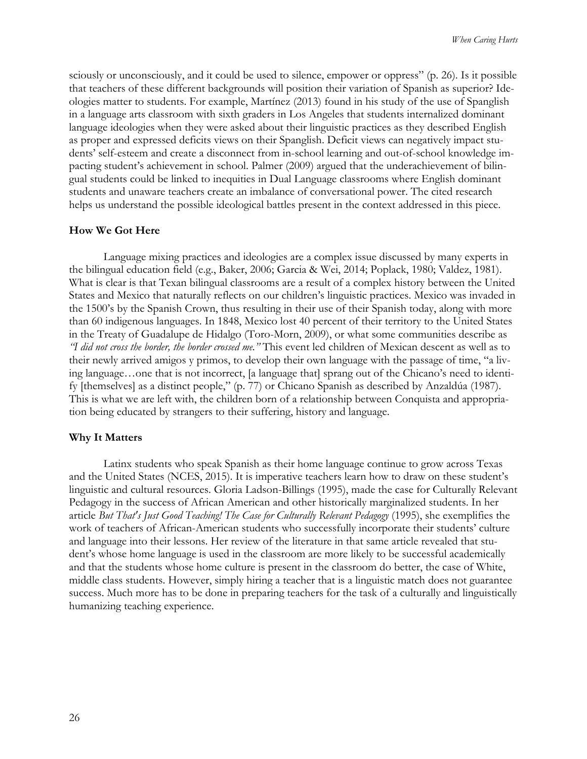sciously or unconsciously, and it could be used to silence, empower or oppress" (p. 26). Is it possible that teachers of these different backgrounds will position their variation of Spanish as superior? Ideologies matter to students. For example, Martínez (2013) found in his study of the use of Spanglish in a language arts classroom with sixth graders in Los Angeles that students internalized dominant language ideologies when they were asked about their linguistic practices as they described English as proper and expressed deficits views on their Spanglish. Deficit views can negatively impact students' self-esteem and create a disconnect from in-school learning and out-of-school knowledge impacting student's achievement in school. Palmer (2009) argued that the underachievement of bilingual students could be linked to inequities in Dual Language classrooms where English dominant students and unaware teachers create an imbalance of conversational power. The cited research helps us understand the possible ideological battles present in the context addressed in this piece.

### How We Got Here

Language mixing practices and ideologies are a complex issue discussed by many experts in the bilingual education field (e.g., Baker, 2006; Garcia & Wei, 2014; Poplack, 1980; Valdez, 1981). What is clear is that Texan bilingual classrooms are a result of a complex history between the United States and Mexico that naturally reflects on our children's linguistic practices. Mexico was invaded in the 1500's by the Spanish Crown, thus resulting in their use of their Spanish today, along with more than 60 indigenous languages. In 1848, Mexico lost 40 percent of their territory to the United States in the Treaty of Guadalupe de Hidalgo (Toro-Morn, 2009), or what some communities describe as *"I did not cross the border, the border crossed me."* This event led children of Mexican descent as well as to their newly arrived amigos y primos, to develop their own language with the passage of time, "a living language…one that is not incorrect, [a language that] sprang out of the Chicano's need to identify [themselves] as a distinct people," (p. 77) or Chicano Spanish as described by Anzaldúa (1987). This is what we are left with, the children born of a relationship between Conquista and appropriation being educated by strangers to their suffering, history and language.

### Why It Matters

Latinx students who speak Spanish as their home language continue to grow across Texas and the United States (NCES, 2015). It is imperative teachers learn how to draw on these student's linguistic and cultural resources. Gloria Ladson-Billings (1995), made the case for Culturally Relevant Pedagogy in the success of African American and other historically marginalized students. In her article *But That's Just Good Teaching! The Case for Culturally Relevant Pedagogy* (1995), she exemplifies the work of teachers of African-American students who successfully incorporate their students' culture and language into their lessons. Her review of the literature in that same article revealed that student's whose home language is used in the classroom are more likely to be successful academically and that the students whose home culture is present in the classroom do better, the case of White, middle class students. However, simply hiring a teacher that is a linguistic match does not guarantee success. Much more has to be done in preparing teachers for the task of a culturally and linguistically humanizing teaching experience.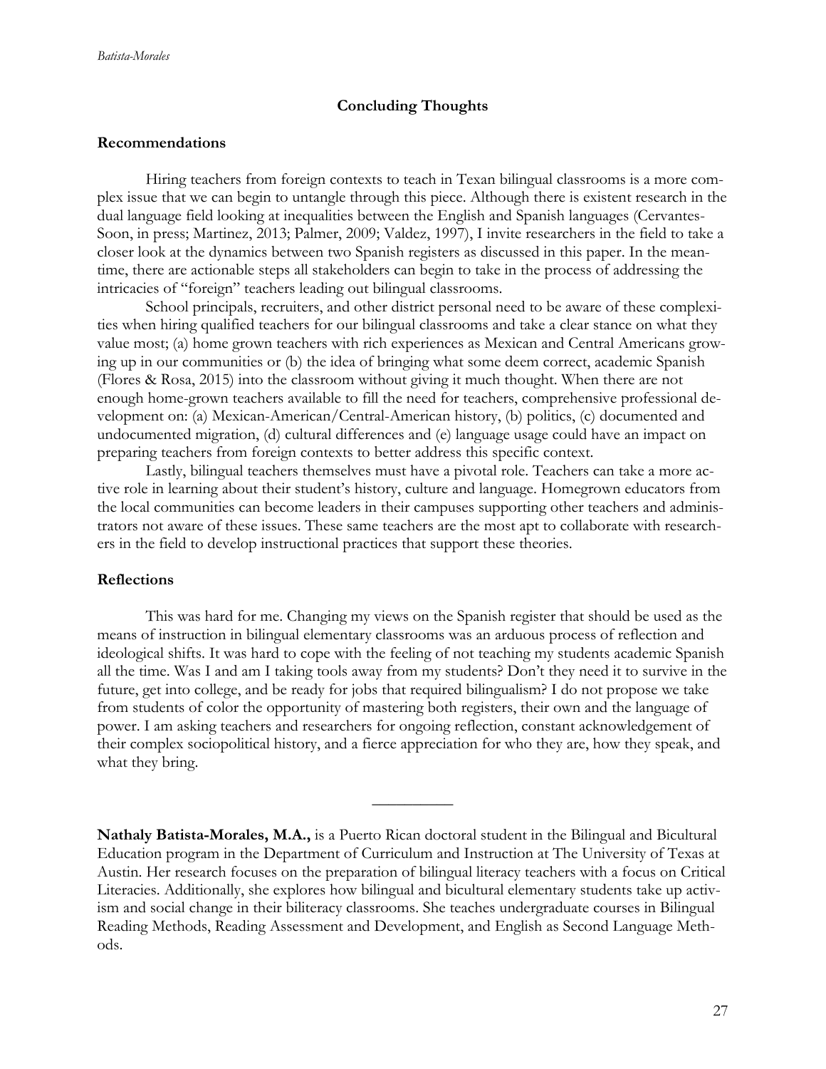## Concluding Thoughts

### Recommendations

Hiring teachers from foreign contexts to teach in Texan bilingual classrooms is a more complex issue that we can begin to untangle through this piece. Although there is existent research in the dual language field looking at inequalities between the English and Spanish languages (Cervantes-Soon, in press; Martinez, 2013; Palmer, 2009; Valdez, 1997), I invite researchers in the field to take a closer look at the dynamics between two Spanish registers as discussed in this paper. In the meantime, there are actionable steps all stakeholders can begin to take in the process of addressing the intricacies of "foreign" teachers leading out bilingual classrooms.

School principals, recruiters, and other district personal need to be aware of these complexities when hiring qualified teachers for our bilingual classrooms and take a clear stance on what they value most; (a) home grown teachers with rich experiences as Mexican and Central Americans growing up in our communities or (b) the idea of bringing what some deem correct, academic Spanish (Flores & Rosa, 2015) into the classroom without giving it much thought. When there are not enough home-grown teachers available to fill the need for teachers, comprehensive professional development on: (a) Mexican-American/Central-American history, (b) politics, (c) documented and undocumented migration, (d) cultural differences and (e) language usage could have an impact on preparing teachers from foreign contexts to better address this specific context.

Lastly, bilingual teachers themselves must have a pivotal role. Teachers can take a more active role in learning about their student's history, culture and language. Homegrown educators from the local communities can become leaders in their campuses supporting other teachers and administrators not aware of these issues. These same teachers are the most apt to collaborate with researchers in the field to develop instructional practices that support these theories.

### Reflections

This was hard for me. Changing my views on the Spanish register that should be used as the means of instruction in bilingual elementary classrooms was an arduous process of reflection and ideological shifts. It was hard to cope with the feeling of not teaching my students academic Spanish all the time. Was I and am I taking tools away from my students? Don't they need it to survive in the future, get into college, and be ready for jobs that required bilingualism? I do not propose we take from students of color the opportunity of mastering both registers, their own and the language of power. I am asking teachers and researchers for ongoing reflection, constant acknowledgement of their complex sociopolitical history, and a fierce appreciation for who they are, how they speak, and what they bring.

---

**Nathaly Batista-Morales, M.A.,** is a Puerto Rican doctoral student in the Bilingual and Bicultural Education program in the Department of Curriculum and Instruction at The University of Texas at Austin. Her research focuses on the preparation of bilingual literacy teachers with a focus on Critical Literacies. Additionally, she explores how bilingual and bicultural elementary students take up activism and social change in their biliteracy classrooms. She teaches undergraduate courses in Bilingual Reading Methods, Reading Assessment and Development, and English as Second Language Methods.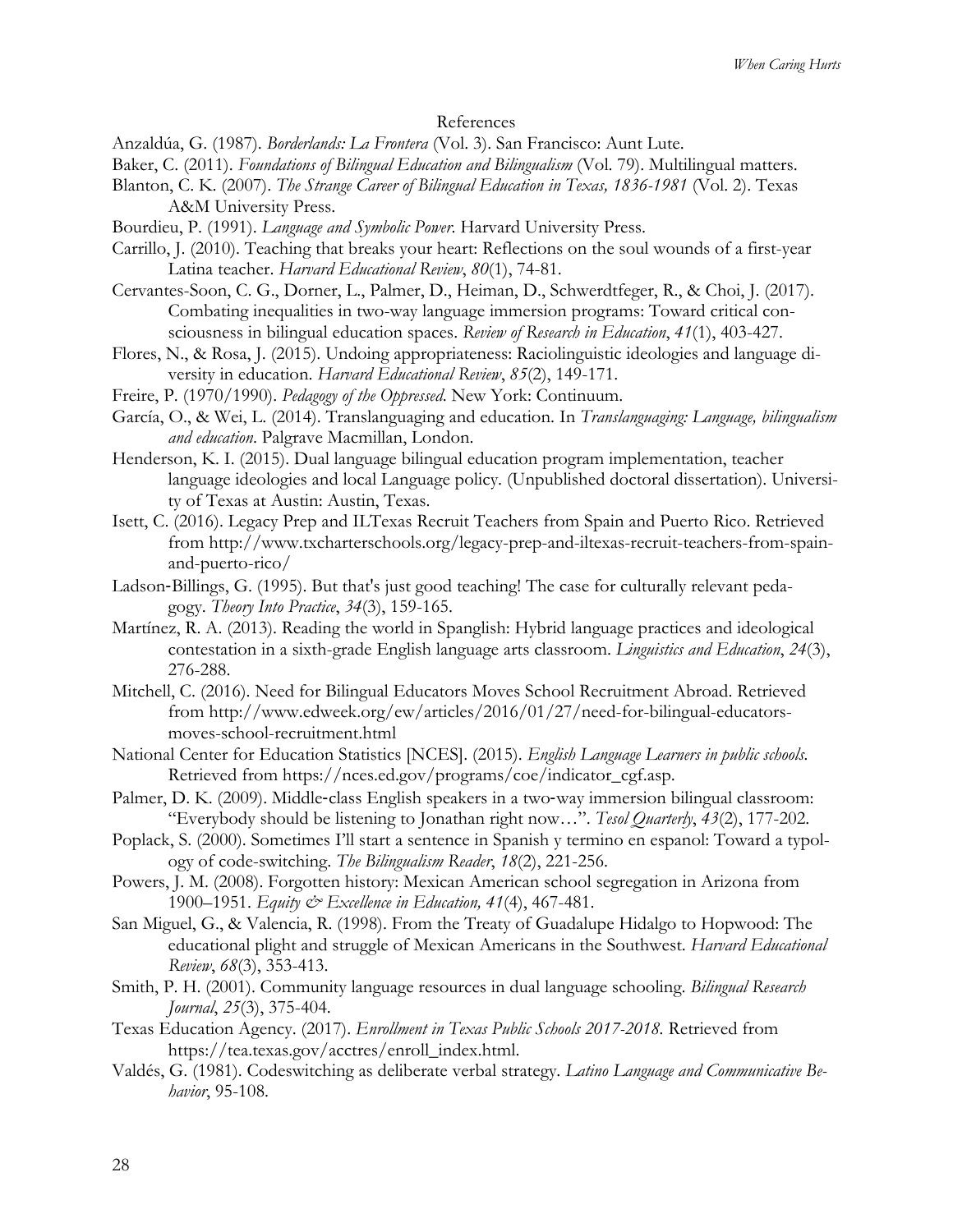## References

Anzaldúa, G. (1987). *Borderlands: La Frontera* (Vol. 3). San Francisco: Aunt Lute.

Baker, C. (2011). *Foundations of Bilingual Education and Bilingualism* (Vol. 79). Multilingual matters.

Blanton, C. K. (2007). *The Strange Career of Bilingual Education in Texas, 1836-1981* (Vol. 2). Texas A&M University Press.

Bourdieu, P. (1991). *Language and Symbolic Power*. Harvard University Press.

Carrillo, J. (2010). Teaching that breaks your heart: Reflections on the soul wounds of a first-year Latina teacher. *Harvard Educational Review*, *80*(1), 74-81.

Cervantes-Soon, C. G., Dorner, L., Palmer, D., Heiman, D., Schwerdtfeger, R., & Choi, J. (2017). Combating inequalities in two-way language immersion programs: Toward critical consciousness in bilingual education spaces. *Review of Research in Education*, *41*(1), 403-427.

Flores, N., & Rosa, J. (2015). Undoing appropriateness: Raciolinguistic ideologies and language diversity in education. *Harvard Educational Review*, *85*(2), 149-171.

Freire, P. (1970/1990). *Pedagogy of the Oppressed*. New York: Continuum.

García, O., & Wei, L. (2014). Translanguaging and education. In *Translanguaging: Language, bilingualism and education*. Palgrave Macmillan, London.

Henderson, K. I. (2015). Dual language bilingual education program implementation, teacher language ideologies and local Language policy. (Unpublished doctoral dissertation). University of Texas at Austin: Austin, Texas.

Isett, C. (2016). Legacy Prep and ILTexas Recruit Teachers from Spain and Puerto Rico. Retrieved from http://www.txcharterschools.org/legacy-prep-and-iltexas-recruit-teachers-from-spain-and-puerto-rico/

Ladson-Billings, G. (1995). But that's just good teaching! The case for culturally relevant pedagogy. *Theory Into Practice*, *34*(3), 159-165.

Martínez, R. A. (2013). Reading the world in Spanglish: Hybrid language practices and ideological contestation in a sixth-grade English language arts classroom. *Linguistics and Education*, *24*(3), 276-288.

Mitchell, C. (2016). Need for Bilingual Educators Moves School Recruitment Abroad. Retrieved from http://www.edweek.org/ew/articles/2016/01/27/need-for-bilingual-educators-moves-school-recruitment.html

National Center for Education Statistics [NCES]. (2015). *English Language Learners in public schools*. Retrieved from https://nces.ed.gov/programs/coe/indicator_cgf.asp.

Palmer, D. K. (2009). Middle-class English speakers in a two-way immersion bilingual classroom: "Everybody should be listening to Jonathan right now…". *Tesol Quarterly*, *43*(2), 177-202.

Poplack, S. (2000). Sometimes I'll start a sentence in Spanish y termino en espanol: Toward a typology of code-switching. *The Bilingualism Reader*, *18*(2), 221-256.

Powers, J. M. (2008). Forgotten history: Mexican American school segregation in Arizona from 1900–1951. *Equity & Excellence in Education, 41*(4), 467-481.

San Miguel, G., & Valencia, R. (1998). From the Treaty of Guadalupe Hidalgo to Hopwood: The educational plight and struggle of Mexican Americans in the Southwest. *Harvard Educational Review*, *68*(3), 353-413.

Smith, P. H. (2001). Community language resources in dual language schooling. *Bilingual Research Journal*, *25*(3), 375-404.

Texas Education Agency. (2017). *Enrollment in Texas Public Schools 2017-2018*. Retrieved from https://tea.texas.gov/acctres/enroll_index.html.

Valdés, G. (1981). Codeswitching as deliberate verbal strategy. *Latino Language and Communicative Behavior*, 95-108.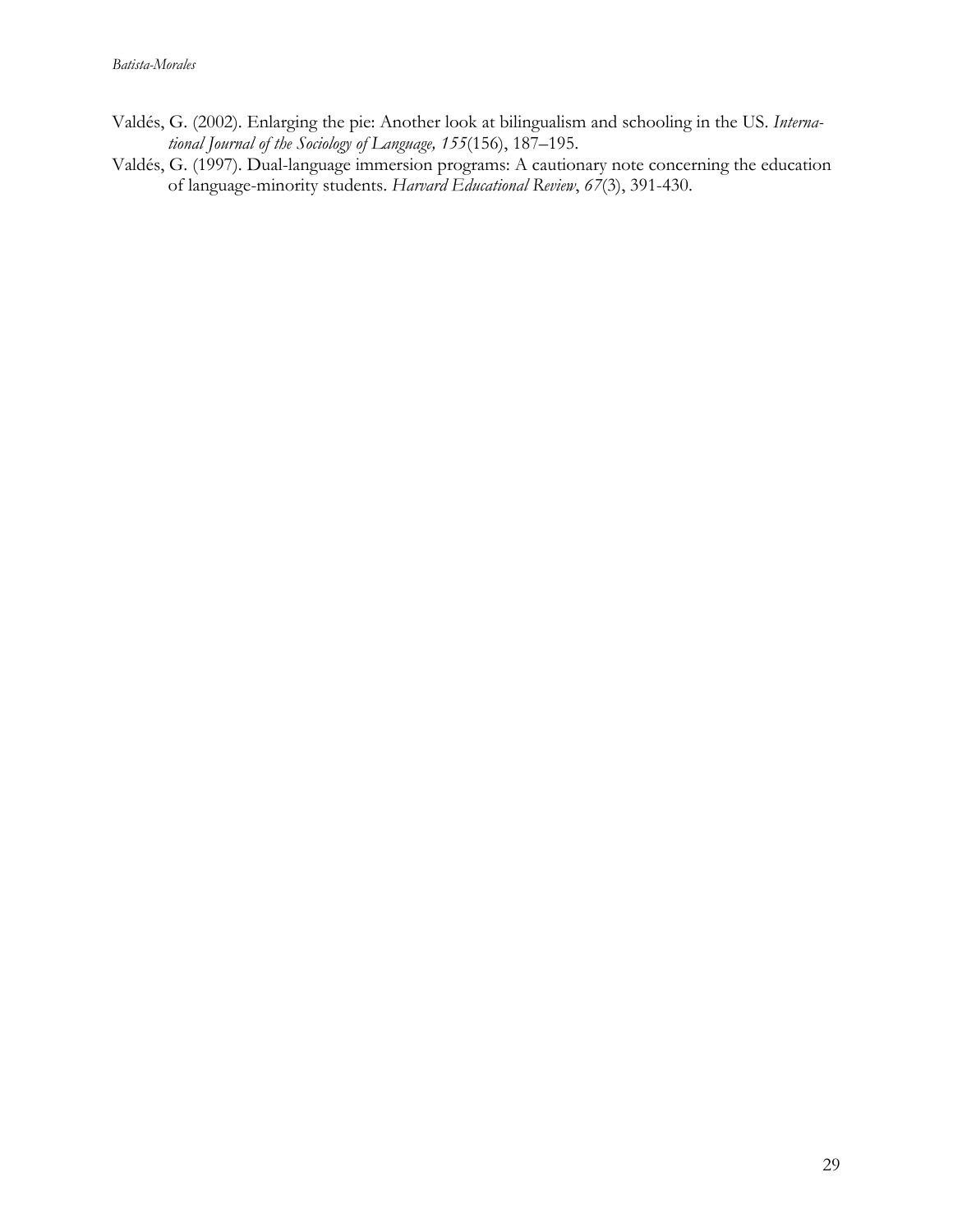Valdés, G. (2002). Enlarging the pie: Another look at bilingualism and schooling in the US. *International Journal of the Sociology of Language, 155*(156), 187–195.

Valdés, G. (1997). Dual-language immersion programs: A cautionary note concerning the education of language-minority students. *Harvard Educational Review*, *67*(3), 391-430.